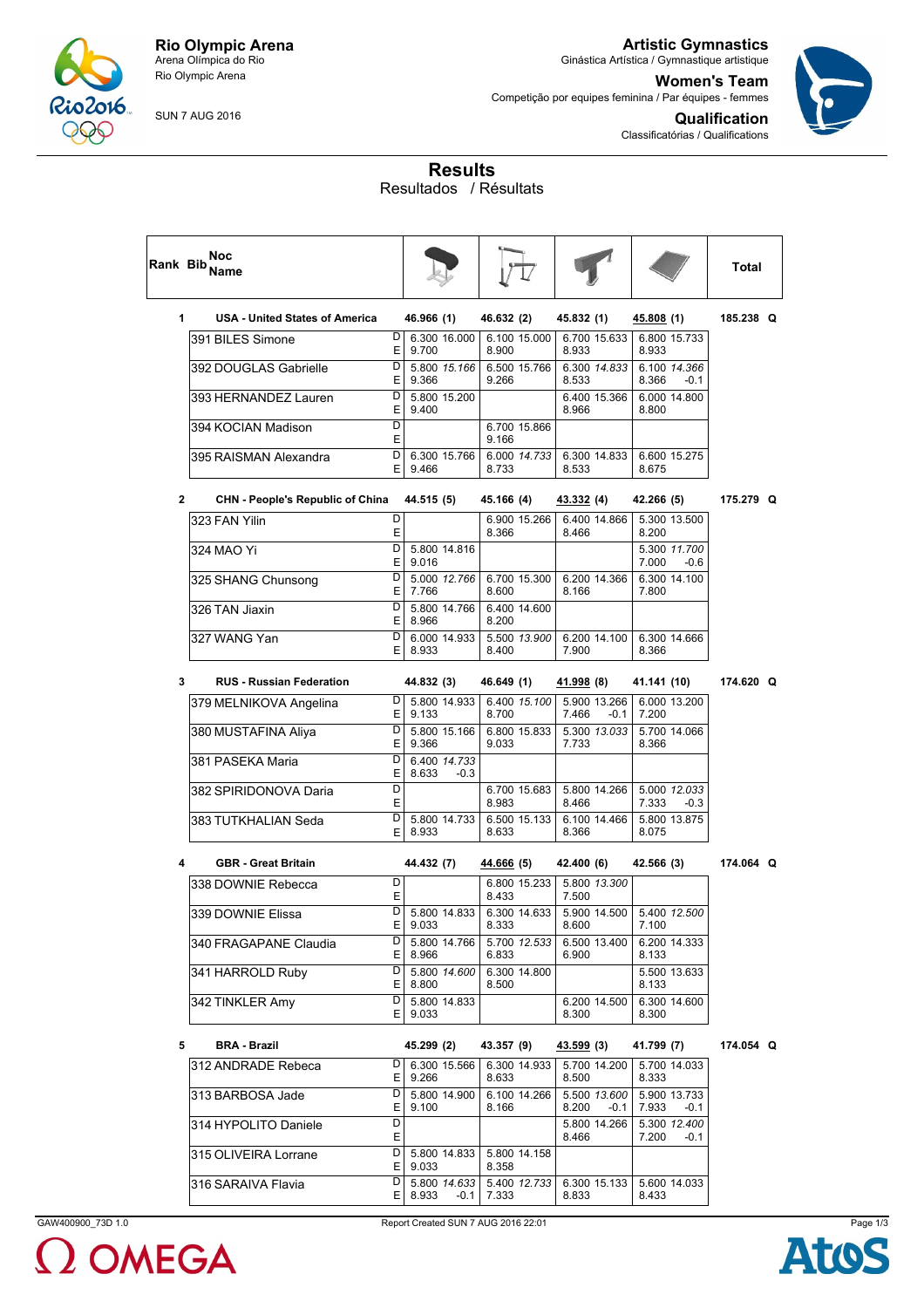**Rio Olympic Arena**
Arena Olímpica do Rio
Rio Olympic Arena

SUN 7 AUG 2016

**Artistic Gymnastics**
Ginástica Artística / Gymnastique artistique

**Women's Team**
Competição por equipes feminina / Par équipes - femmes

**Qualification**
Classificatórias / Qualifications

# Results
Resultados / Résultats

| Rank | Bib | Noc Name | | Vault | Uneven Bars | Balance Beam | Floor | Total |
|---|---|---|---|---|---|---|---|---|
| 1 | | **USA - United States of America** | | 46.966 (1) | 46.632 (2) | 45.832 (1) | <u>45.808</u> (1) | 185.238 Q |
| | 391 | BILES Simone | D / E | 6.300 16.000 / 9.700 | 6.100 15.000 / 8.900 | 6.700 15.633 / 8.933 | 6.800 15.733 / 8.933 | |
| | 392 | DOUGLAS Gabrielle | D / E | 5.800 *15.166* / 9.366 | 6.500 15.766 / 9.266 | 6.300 *14.833* / 8.533 | 6.100 *14.366* / 8.366 -0.1 | |
| | 393 | HERNANDEZ Lauren | D / E | 5.800 15.200 / 9.400 | | 6.400 15.366 / 8.966 | 6.000 14.800 / 8.800 | |
| | 394 | KOCIAN Madison | D / E | | 6.700 15.866 / 9.166 | | | |
| | 395 | RAISMAN Alexandra | D / E | 6.300 15.766 / 9.466 | 6.000 *14.733* / 8.733 | 6.300 14.833 / 8.533 | 6.600 15.275 / 8.675 | |
| 2 | | **CHN - People's Republic of China** | | 44.515 (5) | 45.166 (4) | <u>43.332</u> (4) | 42.266 (5) | 175.279 Q |
| | 323 | FAN Yilin | D / E | | 6.900 15.266 / 8.366 | 6.400 14.866 / 8.466 | 5.300 13.500 / 8.200 | |
| | 324 | MAO Yi | D / E | 5.800 14.816 / 9.016 | | | 5.300 *11.700* / 7.000 -0.6 | |
| | 325 | SHANG Chunsong | D / E | 5.000 *12.766* / 7.766 | 6.700 15.300 / 8.600 | 6.200 14.366 / 8.166 | 6.300 14.100 / 7.800 | |
| | 326 | TAN Jiaxin | D / E | 5.800 14.766 / 8.966 | 6.400 14.600 / 8.200 | | | |
| | 327 | WANG Yan | D / E | 6.000 14.933 / 8.933 | 5.500 *13.900* / 8.400 | 6.200 14.100 / 7.900 | 6.300 14.666 / 8.366 | |
| 3 | | **RUS - Russian Federation** | | 44.832 (3) | 46.649 (1) | <u>41.998</u> (8) | 41.141 (10) | 174.620 Q |
| | 379 | MELNIKOVA Angelina | D / E | 5.800 14.933 / 9.133 | 6.400 *15.100* / 8.700 | 5.900 13.266 / 7.466 -0.1 | 6.000 13.200 / 7.200 | |
| | 380 | MUSTAFINA Aliya | D / E | 5.800 15.166 / 9.366 | 6.800 15.833 / 9.033 | 5.300 *13.033* / 7.733 | 5.700 14.066 / 8.366 | |
| | 381 | PASEKA Maria | D / E | 6.400 *14.733* / 8.633 -0.3 | | | | |
| | 382 | SPIRIDONOVA Daria | D / E | | 6.700 15.683 / 8.983 | 5.800 14.266 / 8.466 | 5.000 *12.033* / 7.333 -0.3 | |
| | 383 | TUTKHALIAN Seda | D / E | 5.800 14.733 / 8.933 | 6.500 15.133 / 8.633 | 6.100 14.466 / 8.366 | 5.800 13.875 / 8.075 | |
| 4 | | **GBR - Great Britain** | | 44.432 (7) | <u>44.666</u> (5) | 42.400 (6) | 42.566 (3) | 174.064 Q |
| | 338 | DOWNIE Rebecca | D / E | | 6.800 15.233 / 8.433 | 5.800 *13.300* / 7.500 | | |
| | 339 | DOWNIE Elissa | D / E | 5.800 14.833 / 9.033 | 6.300 14.633 / 8.333 | 5.900 14.500 / 8.600 | 5.400 *12.500* / 7.100 | |
| | 340 | FRAGAPANE Claudia | D / E | 5.800 14.766 / 8.966 | 5.700 *12.533* / 6.833 | 6.500 13.400 / 6.900 | 6.200 14.333 / 8.133 | |
| | 341 | HARROLD Ruby | D / E | 5.800 *14.600* / 8.800 | 6.300 14.800 / 8.500 | | 5.500 13.633 / 8.133 | |
| | 342 | TINKLER Amy | D / E | 5.800 14.833 / 9.033 | | 6.200 14.500 / 8.300 | 6.300 14.600 / 8.300 | |
| 5 | | **BRA - Brazil** | | 45.299 (2) | 43.357 (9) | <u>43.599</u> (3) | 41.799 (7) | 174.054 Q |
| | 312 | ANDRADE Rebeca | D / E | 6.300 15.566 / 9.266 | 6.300 14.933 / 8.633 | 5.700 14.200 / 8.500 | 5.700 14.033 / 8.333 | |
| | 313 | BARBOSA Jade | D / E | 5.800 14.900 / 9.100 | 6.100 14.266 / 8.166 | 5.500 *13.600* / 8.200 -0.1 | 5.900 13.733 / 7.933 -0.1 | |
| | 314 | HYPOLITO Daniele | D / E | | | 5.800 14.266 / 8.466 | 5.300 *12.400* / 7.200 -0.1 | |
| | 315 | OLIVEIRA Lorrane | D / E | 5.800 14.833 / 9.033 | 5.800 14.158 / 8.358 | | | |
| | 316 | SARAIVA Flavia | D / E | 5.800 *14.633* / 8.933 -0.1 | 5.400 *12.733* / 7.333 | 6.300 15.133 / 8.833 | 5.600 14.033 / 8.433 | |

GAW400900_73D 1.0 Report Created SUN 7 AUG 2016 22:01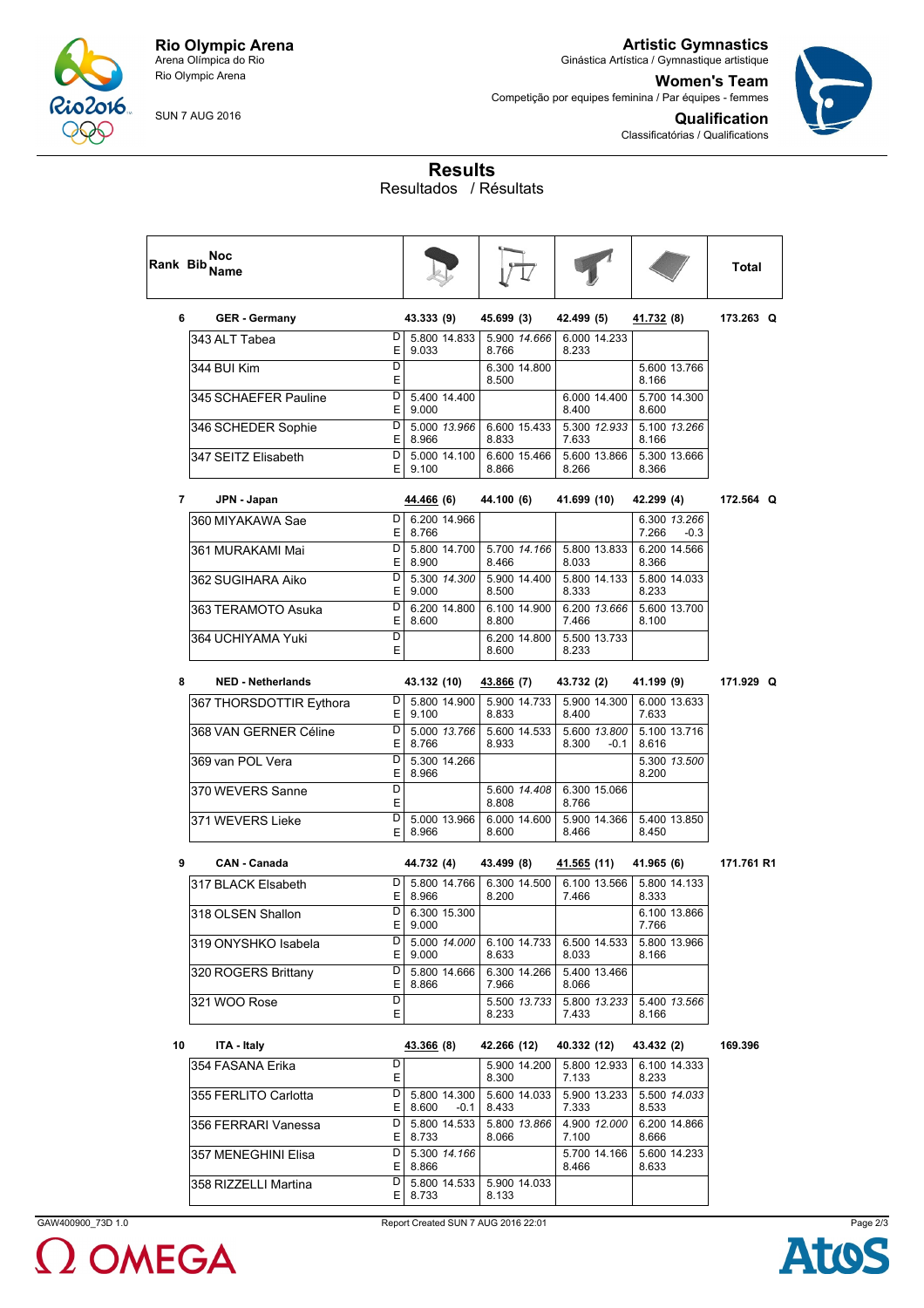**Rio Olympic Arena**
Arena Olímpica do Rio
Rio Olympic Arena

SUN 7 AUG 2016

**Artistic Gymnastics**
Ginástica Artística / Gymnastique artistique

**Women's Team**
Competição por equipes feminina / Par équipes - femmes

**Qualification**
Classificatórias / Qualifications

# Results
Resultados / Résultats

| Rank | Bib | Noc Name | | Vault | Uneven Bars | Balance Beam | Floor Exercise | Total |
|---|---|---|---|---|---|---|---|---|
| 6 | | **GER - Germany** | | 43.333 (9) | 45.699 (3) | 42.499 (5) | 41.732 (8) | 173.263 Q |
| | 343 | ALT Tabea | D / E | 5.800 14.833 / 9.033 | 5.900 *14.666* / 8.766 | 6.000 14.233 / 8.233 | | |
| | 344 | BUI Kim | D / E | | 6.300 14.800 / 8.500 | | 5.600 13.766 / 8.166 | |
| | 345 | SCHAEFER Pauline | D / E | 5.400 14.400 / 9.000 | | 6.000 14.400 / 8.400 | 5.700 14.300 / 8.600 | |
| | 346 | SCHEDER Sophie | D / E | 5.000 *13.966* / 8.966 | 6.600 15.433 / 8.833 | 5.300 *12.933* / 7.633 | 5.100 *13.266* / 8.166 | |
| | 347 | SEITZ Elisabeth | D / E | 5.000 14.100 / 9.100 | 6.600 15.466 / 8.866 | 5.600 13.866 / 8.266 | 5.300 13.666 / 8.366 | |
| 7 | | **JPN - Japan** | | 44.466 (6) | 44.100 (6) | 41.699 (10) | 42.299 (4) | 172.564 Q |
| | 360 | MIYAKAWA Sae | D / E | 6.200 14.966 / 8.766 | | | 6.300 *13.266* / 7.266 -0.3 | |
| | 361 | MURAKAMI Mai | D / E | 5.800 14.700 / 8.900 | 5.700 *14.166* / 8.466 | 5.800 13.833 / 8.033 | 6.200 14.566 / 8.366 | |
| | 362 | SUGIHARA Aiko | D / E | 5.300 *14.300* / 9.000 | 5.900 14.400 / 8.500 | 5.800 14.133 / 8.333 | 5.800 14.033 / 8.233 | |
| | 363 | TERAMOTO Asuka | D / E | 6.200 14.800 / 8.600 | 6.100 14.900 / 8.800 | 6.200 *13.666* / 7.466 | 5.600 13.700 / 8.100 | |
| | 364 | UCHIYAMA Yuki | D / E | | 6.200 14.800 / 8.600 | 5.500 13.733 / 8.233 | | |
| 8 | | **NED - Netherlands** | | 43.132 (10) | 43.866 (7) | 43.732 (2) | 41.199 (9) | 171.929 Q |
| | 367 | THORSDOTTIR Eythora | D / E | 5.800 14.900 / 9.100 | 5.900 14.733 / 8.833 | 5.900 14.300 / 8.400 | 6.000 13.633 / 7.633 | |
| | 368 | VAN GERNER Céline | D / E | 5.000 *13.766* / 8.766 | 5.600 14.533 / 8.933 | 5.600 *13.800* / 8.300 -0.1 | 5.100 13.716 / 8.616 | |
| | 369 | van POL Vera | D / E | 5.300 14.266 / 8.966 | | | 5.300 *13.500* / 8.200 | |
| | 370 | WEVERS Sanne | D / E | | 5.600 *14.408* / 8.808 | 6.300 15.066 / 8.766 | | |
| | 371 | WEVERS Lieke | D / E | 5.000 13.966 / 8.966 | 6.000 14.600 / 8.600 | 5.900 14.366 / 8.466 | 5.400 13.850 / 8.450 | |
| 9 | | **CAN - Canada** | | 44.732 (4) | 43.499 (8) | 41.565 (11) | 41.965 (6) | 171.761 R1 |
| | 317 | BLACK Elsabeth | D / E | 5.800 14.766 / 8.966 | 6.300 14.500 / 8.200 | 6.100 13.566 / 7.466 | 5.800 14.133 / 8.333 | |
| | 318 | OLSEN Shallon | D / E | 6.300 15.300 / 9.000 | | | 6.100 13.866 / 7.766 | |
| | 319 | ONYSHKO Isabela | D / E | 5.000 *14.000* / 9.000 | 6.100 14.733 / 8.633 | 6.500 14.533 / 8.033 | 5.800 13.966 / 8.166 | |
| | 320 | ROGERS Brittany | D / E | 5.800 14.666 / 8.866 | 6.300 14.266 / 7.966 | 5.400 13.466 / 8.066 | | |
| | 321 | WOO Rose | D / E | | 5.500 *13.733* / 8.233 | 5.800 *13.233* / 7.433 | 5.400 *13.566* / 8.166 | |
| 10 | | **ITA - Italy** | | 43.366 (8) | 42.266 (12) | 40.332 (12) | 43.432 (2) | 169.396 |
| | 354 | FASANA Erika | D / E | | 5.900 14.200 / 8.300 | 5.800 12.933 / 7.133 | 6.100 14.333 / 8.233 | |
| | 355 | FERLITO Carlotta | D / E | 5.800 14.300 / 8.600 -0.1 | 5.600 14.033 / 8.433 | 5.900 13.233 / 7.333 | 5.500 *14.033* / 8.533 | |
| | 356 | FERRARI Vanessa | D / E | 5.800 14.533 / 8.733 | 5.800 *13.866* / 8.066 | 4.900 *12.000* / 7.100 | 6.200 14.866 / 8.666 | |
| | 357 | MENEGHINI Elisa | D / E | 5.300 *14.166* / 8.866 | | 5.700 14.166 / 8.466 | 5.600 14.233 / 8.633 | |
| | 358 | RIZZELLI Martina | D / E | 5.800 14.533 / 8.733 | 5.900 14.033 / 8.133 | | | |

GAW400900_73D 1.0 Report Created SUN 7 AUG 2016 22:01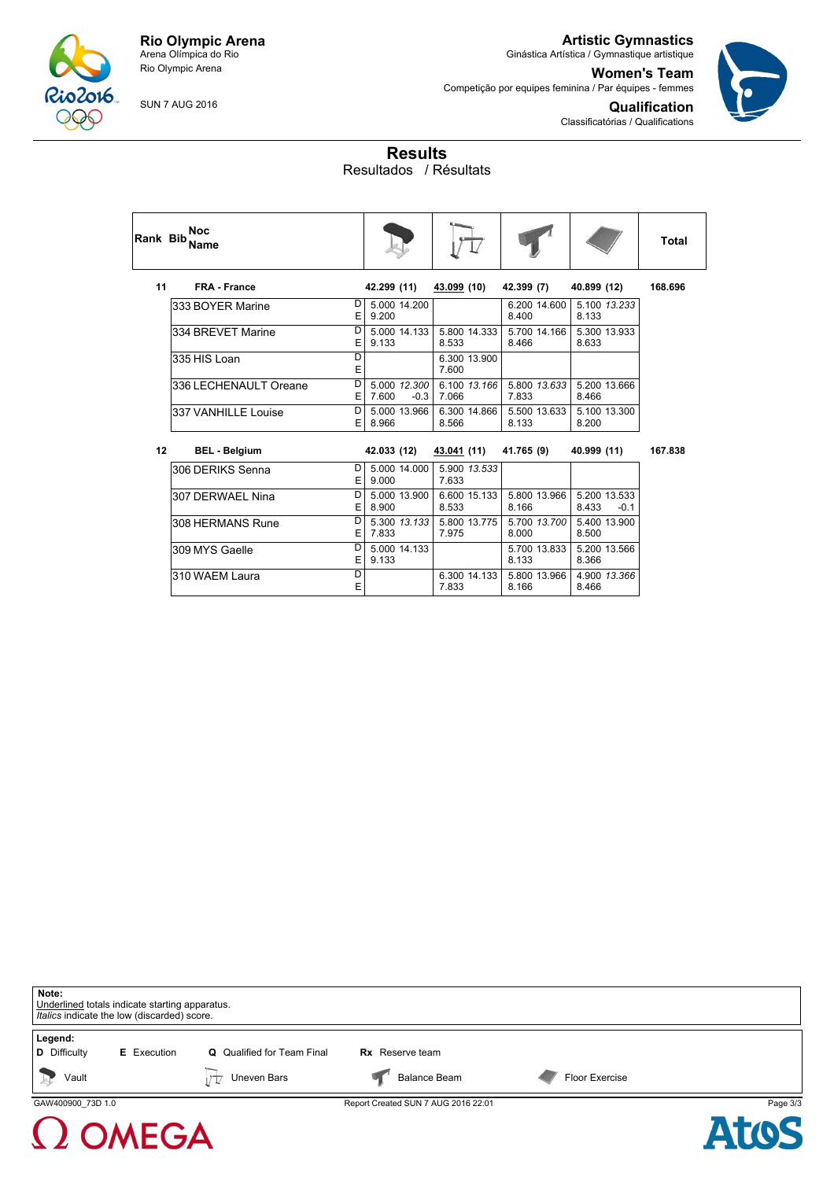# Rio Olympic Arena

Arena Olímpica do Rio
Rio Olympic Arena

SUN 7 AUG 2016

## Artistic Gymnastics

Ginástica Artística / Gymnastique artistique

## Women's Team

Competição por equipes feminina / Par équipes - femmes

## Qualification

Classificatórias / Qualifications

# Results

Resultados / Résultats

| Rank | Bib | Noc Name | | Vault | Uneven Bars | Balance Beam | Floor Exercise | Total |
|---|---|---|---|---|---|---|---|---|
| 11 | | **FRA - France** | | 42.299 (11) | <u>43.099</u> (10) | 42.399 (7) | 40.899 (12) | 168.696 |
| | 333 | BOYER Marine | D | 5.000 14.200 | | 6.200 14.600 | 5.100 *13.233* | |
| | | | E | 9.200 | | 8.400 | 8.133 | |
| | 334 | BREVET Marine | D | 5.000 14.133 | 5.800 14.333 | 5.700 14.166 | 5.300 13.933 | |
| | | | E | 9.133 | 8.533 | 8.466 | 8.633 | |
| | 335 | HIS Loan | D | | 6.300 13.900 | | | |
| | | | E | | 7.600 | | | |
| | 336 | LECHENAULT Oreane | D | 5.000 *12.300* | 6.100 *13.166* | 5.800 *13.633* | 5.200 13.666 | |
| | | | E | 7.600 -0.3 | 7.066 | 7.833 | 8.466 | |
| | 337 | VANHILLE Louise | D | 5.000 13.966 | 6.300 14.866 | 5.500 13.633 | 5.100 13.300 | |
| | | | E | 8.966 | 8.566 | 8.133 | 8.200 | |
| 12 | | **BEL - Belgium** | | 42.033 (12) | <u>43.041</u> (11) | 41.765 (9) | 40.999 (11) | 167.838 |
| | 306 | DERIKS Senna | D | 5.000 14.000 | 5.900 *13.533* | | | |
| | | | E | 9.000 | 7.633 | | | |
| | 307 | DERWAEL Nina | D | 5.000 13.900 | 6.600 15.133 | 5.800 13.966 | 5.200 13.533 | |
| | | | E | 8.900 | 8.533 | 8.166 | 8.433 -0.1 | |
| | 308 | HERMANS Rune | D | 5.300 *13.133* | 5.800 13.775 | 5.700 *13.700* | 5.400 13.900 | |
| | | | E | 7.833 | 7.975 | 8.000 | 8.500 | |
| | 309 | MYS Gaelle | D | 5.000 14.133 | | 5.700 13.833 | 5.200 13.566 | |
| | | | E | 9.133 | | 8.133 | 8.366 | |
| | 310 | WAEM Laura | D | | 6.300 14.133 | 5.800 13.966 | 4.900 *13.366* | |
| | | | E | | 7.833 | 8.166 | 8.466 | |

**Note:**
<u>Underlined</u> totals indicate starting apparatus.
*Italics* indicate the low (discarded) score.

**Legend:**
**D** Difficulty **E** Execution **Q** Qualified for Team Final **Rx** Reserve team
Vault Uneven Bars Balance Beam Floor Exercise

GAW400900_73D 1.0 Report Created SUN 7 AUG 2016 22:01